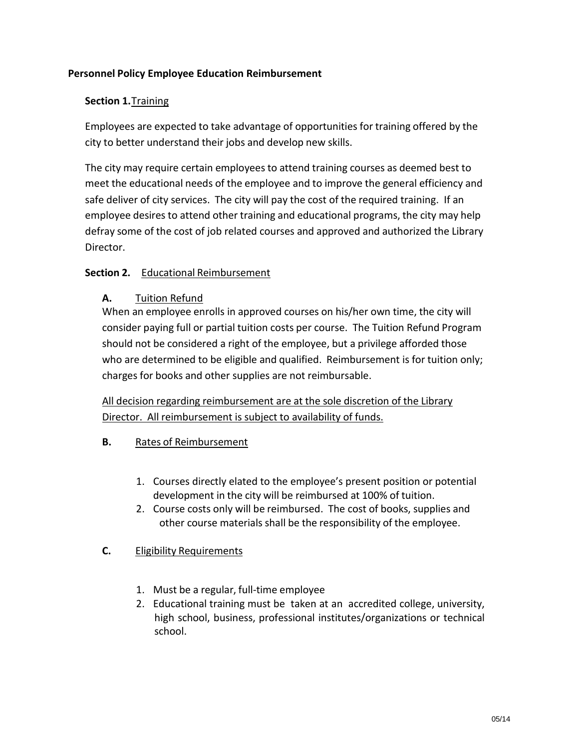**Personnel Policy Employee Education Reimbursement**

**Section 1.** Training

Employees are expected to take advantage of opportunities for training offered by the city to better understand their jobs and develop new skills.

The city may require certain employees to attend training courses as deemed best to meet the educational needs of the employee and to improve the general efficiency and safe deliver of city services. The city will pay the cost of the required training. If an employee desires to attend other training and educational programs, the city may help defray some of the cost of job related courses and approved and authorized the Library Director.

**Section 2.** Educational Reimbursement

**A.** Tuition Refund

When an employee enrolls in approved courses on his/her own time, the city will consider paying full or partial tuition costs per course. The Tuition Refund Program should not be considered a right of the employee, but a privilege afforded those who are determined to be eligible and qualified. Reimbursement is for tuition only; charges for books and other supplies are not reimbursable.

All decision regarding reimbursement are at the sole discretion of the Library Director. All reimbursement is subject to availability of funds.

**B.** Rates of Reimbursement

1. Courses directly elated to the employee's present position or potential development in the city will be reimbursed at 100% of tuition.
2. Course costs only will be reimbursed. The cost of books, supplies and other course materials shall be the responsibility of the employee.

**C.** Eligibility Requirements

1. Must be a regular, full-time employee
2. Educational training must be taken at an accredited college, university, high school, business, professional institutes/organizations or technical school.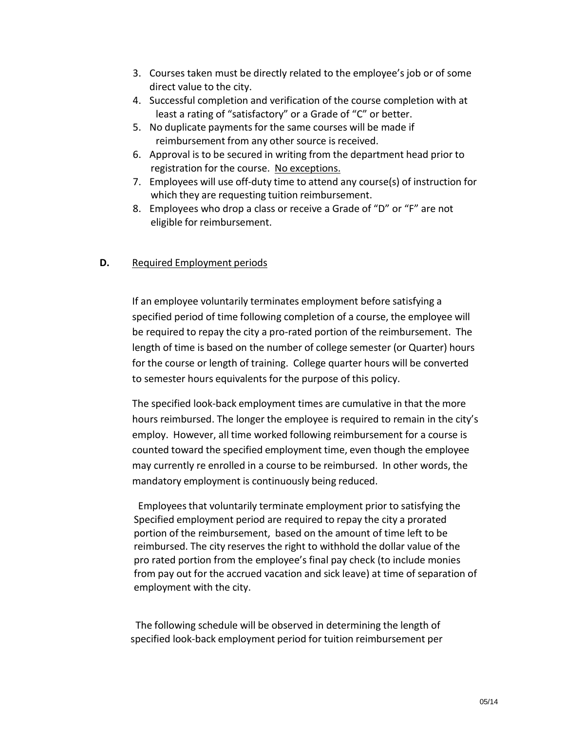3. Courses taken must be directly related to the employee's job or of some direct value to the city.
4. Successful completion and verification of the course completion with at least a rating of "satisfactory" or a Grade of "C" or better.
5. No duplicate payments for the same courses will be made if reimbursement from any other source is received.
6. Approval is to be secured in writing from the department head prior to registration for the course. <u>No exceptions.</u>
7. Employees will use off-duty time to attend any course(s) of instruction for which they are requesting tuition reimbursement.
8. Employees who drop a class or receive a Grade of "D" or "F" are not eligible for reimbursement.

**D.** <u>Required Employment periods</u>

If an employee voluntarily terminates employment before satisfying a specified period of time following completion of a course, the employee will be required to repay the city a pro-rated portion of the reimbursement. The length of time is based on the number of college semester (or Quarter) hours for the course or length of training. College quarter hours will be converted to semester hours equivalents for the purpose of this policy.

The specified look-back employment times are cumulative in that the more hours reimbursed. The longer the employee is required to remain in the city's employ. However, all time worked following reimbursement for a course is counted toward the specified employment time, even though the employee may currently re enrolled in a course to be reimbursed. In other words, the mandatory employment is continuously being reduced.

Employees that voluntarily terminate employment prior to satisfying the Specified employment period are required to repay the city a prorated portion of the reimbursement, based on the amount of time left to be reimbursed. The city reserves the right to withhold the dollar value of the pro rated portion from the employee's final pay check (to include monies from pay out for the accrued vacation and sick leave) at time of separation of employment with the city.

The following schedule will be observed in determining the length of specified look-back employment period for tuition reimbursement per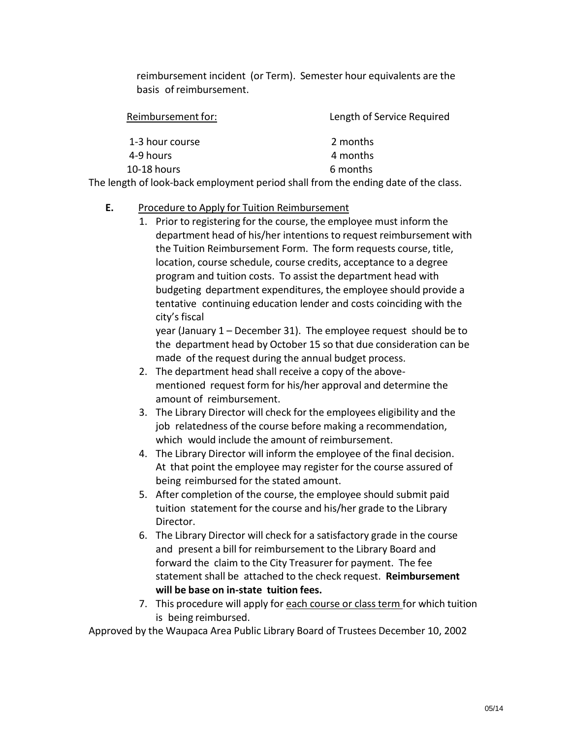reimbursement incident (or Term). Semester hour equivalents are the basis of reimbursement.

| Reimbursement for: | Length of Service Required |
| --- | --- |
| 1-3 hour course | 2 months |
| 4-9 hours | 4 months |
| 10-18 hours | 6 months |

The length of look-back employment period shall from the ending date of the class.

**E.** Procedure to Apply for Tuition Reimbursement

1. Prior to registering for the course, the employee must inform the department head of his/her intentions to request reimbursement with the Tuition Reimbursement Form. The form requests course, title, location, course schedule, course credits, acceptance to a degree program and tuition costs. To assist the department head with budgeting department expenditures, the employee should provide a tentative continuing education lender and costs coinciding with the city's fiscal year (January 1 – December 31). The employee request should be to the department head by October 15 so that due consideration can be made of the request during the annual budget process.
2. The department head shall receive a copy of the above-mentioned request form for his/her approval and determine the amount of reimbursement.
3. The Library Director will check for the employees eligibility and the job relatedness of the course before making a recommendation, which would include the amount of reimbursement.
4. The Library Director will inform the employee of the final decision. At that point the employee may register for the course assured of being reimbursed for the stated amount.
5. After completion of the course, the employee should submit paid tuition statement for the course and his/her grade to the Library Director.
6. The Library Director will check for a satisfactory grade in the course and present a bill for reimbursement to the Library Board and forward the claim to the City Treasurer for payment. The fee statement shall be attached to the check request. **Reimbursement will be base on in-state tuition fees.**
7. This procedure will apply for each course or class term for which tuition is being reimbursed.

Approved by the Waupaca Area Public Library Board of Trustees December 10, 2002